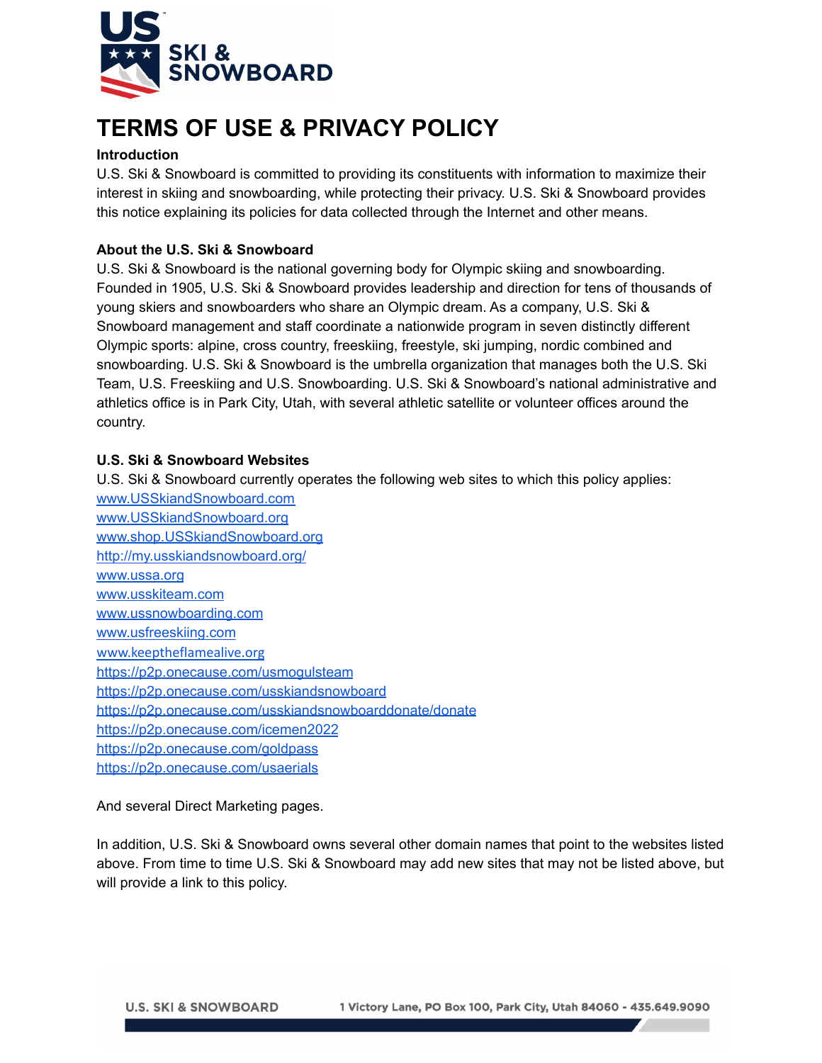# TERMS OF USE & PRIVACY POLICY

**Introduction**

U.S. Ski & Snowboard is committed to providing its constituents with information to maximize their interest in skiing and snowboarding, while protecting their privacy. U.S. Ski & Snowboard provides this notice explaining its policies for data collected through the Internet and other means.

**About the U.S. Ski & Snowboard**

U.S. Ski & Snowboard is the national governing body for Olympic skiing and snowboarding. Founded in 1905, U.S. Ski & Snowboard provides leadership and direction for tens of thousands of young skiers and snowboarders who share an Olympic dream. As a company, U.S. Ski & Snowboard management and staff coordinate a nationwide program in seven distinctly different Olympic sports: alpine, cross country, freeskiing, freestyle, ski jumping, nordic combined and snowboarding. U.S. Ski & Snowboard is the umbrella organization that manages both the U.S. Ski Team, U.S. Freeskiing and U.S. Snowboarding. U.S. Ski & Snowboard's national administrative and athletics office is in Park City, Utah, with several athletic satellite or volunteer offices around the country.

**U.S. Ski & Snowboard Websites**

U.S. Ski & Snowboard currently operates the following web sites to which this policy applies:

www.USSkiandSnowboard.com
www.USSkiandSnowboard.org
www.shop.USSkiandSnowboard.org
http://my.usskiandsnowboard.org/
www.ussa.org
www.usskiteam.com
www.ussnowboarding.com
www.usfreeskiing.com
www.keeptheflamealive.org
https://p2p.onecause.com/usmogulsteam
https://p2p.onecause.com/usskiandsnowboard
https://p2p.onecause.com/usskiandsnowboarddonate/donate
https://p2p.onecause.com/icemen2022
https://p2p.onecause.com/goldpass
https://p2p.onecause.com/usaerials

And several Direct Marketing pages.

In addition, U.S. Ski & Snowboard owns several other domain names that point to the websites listed above. From time to time U.S. Ski & Snowboard may add new sites that may not be listed above, but will provide a link to this policy.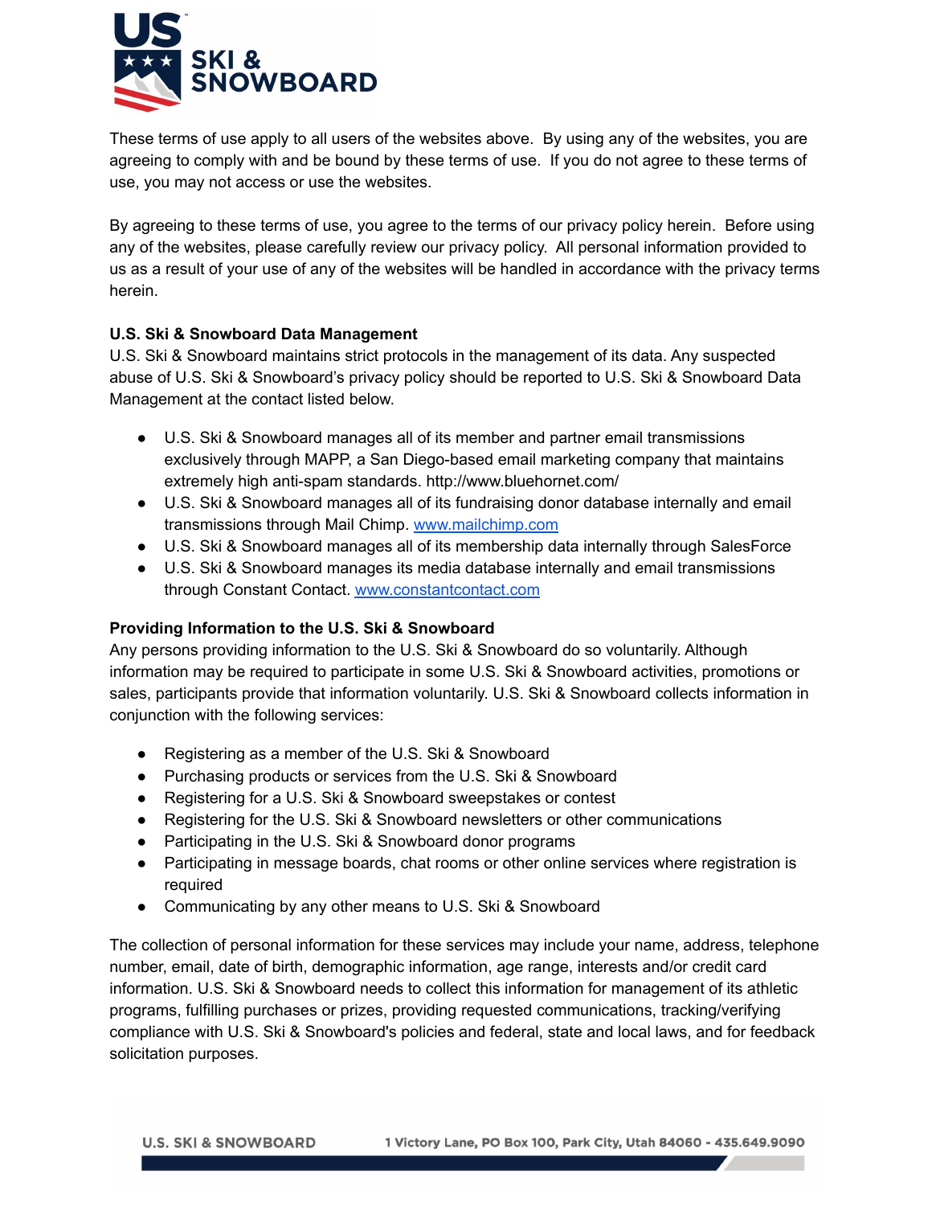These terms of use apply to all users of the websites above. By using any of the websites, you are agreeing to comply with and be bound by these terms of use. If you do not agree to these terms of use, you may not access or use the websites.

By agreeing to these terms of use, you agree to the terms of our privacy policy herein. Before using any of the websites, please carefully review our privacy policy. All personal information provided to us as a result of your use of any of the websites will be handled in accordance with the privacy terms herein.

**U.S. Ski & Snowboard Data Management**

U.S. Ski & Snowboard maintains strict protocols in the management of its data. Any suspected abuse of U.S. Ski & Snowboard's privacy policy should be reported to U.S. Ski & Snowboard Data Management at the contact listed below.

- U.S. Ski & Snowboard manages all of its member and partner email transmissions exclusively through MAPP, a San Diego-based email marketing company that maintains extremely high anti-spam standards. http://www.bluehornet.com/
- U.S. Ski & Snowboard manages all of its fundraising donor database internally and email transmissions through Mail Chimp. [www.mailchimp.com](http://www.mailchimp.com)
- U.S. Ski & Snowboard manages all of its membership data internally through SalesForce
- U.S. Ski & Snowboard manages its media database internally and email transmissions through Constant Contact. [www.constantcontact.com](http://www.constantcontact.com)

**Providing Information to the U.S. Ski & Snowboard**

Any persons providing information to the U.S. Ski & Snowboard do so voluntarily. Although information may be required to participate in some U.S. Ski & Snowboard activities, promotions or sales, participants provide that information voluntarily. U.S. Ski & Snowboard collects information in conjunction with the following services:

- Registering as a member of the U.S. Ski & Snowboard
- Purchasing products or services from the U.S. Ski & Snowboard
- Registering for a U.S. Ski & Snowboard sweepstakes or contest
- Registering for the U.S. Ski & Snowboard newsletters or other communications
- Participating in the U.S. Ski & Snowboard donor programs
- Participating in message boards, chat rooms or other online services where registration is required
- Communicating by any other means to U.S. Ski & Snowboard

The collection of personal information for these services may include your name, address, telephone number, email, date of birth, demographic information, age range, interests and/or credit card information. U.S. Ski & Snowboard needs to collect this information for management of its athletic programs, fulfilling purchases or prizes, providing requested communications, tracking/verifying compliance with U.S. Ski & Snowboard's policies and federal, state and local laws, and for feedback solicitation purposes.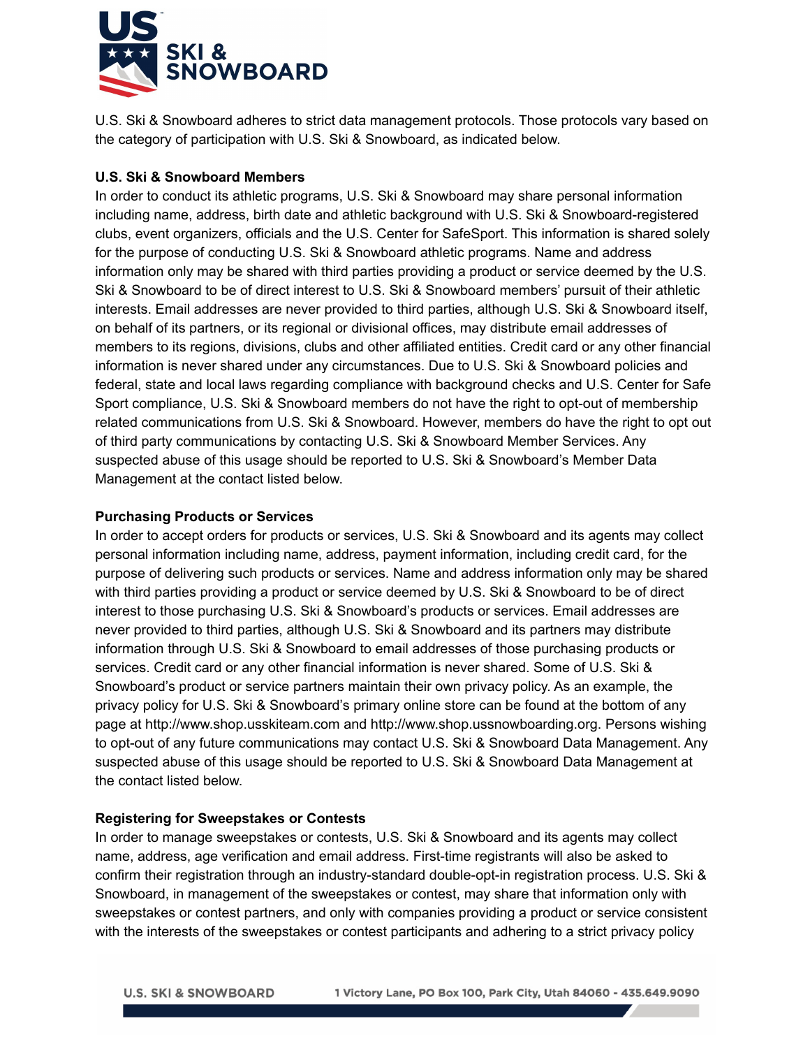U.S. Ski & Snowboard adheres to strict data management protocols. Those protocols vary based on the category of participation with U.S. Ski & Snowboard, as indicated below.

**U.S. Ski & Snowboard Members**

In order to conduct its athletic programs, U.S. Ski & Snowboard may share personal information including name, address, birth date and athletic background with U.S. Ski & Snowboard-registered clubs, event organizers, officials and the U.S. Center for SafeSport. This information is shared solely for the purpose of conducting U.S. Ski & Snowboard athletic programs. Name and address information only may be shared with third parties providing a product or service deemed by the U.S. Ski & Snowboard to be of direct interest to U.S. Ski & Snowboard members' pursuit of their athletic interests. Email addresses are never provided to third parties, although U.S. Ski & Snowboard itself, on behalf of its partners, or its regional or divisional offices, may distribute email addresses of members to its regions, divisions, clubs and other affiliated entities. Credit card or any other financial information is never shared under any circumstances. Due to U.S. Ski & Snowboard policies and federal, state and local laws regarding compliance with background checks and U.S. Center for Safe Sport compliance, U.S. Ski & Snowboard members do not have the right to opt-out of membership related communications from U.S. Ski & Snowboard. However, members do have the right to opt out of third party communications by contacting U.S. Ski & Snowboard Member Services. Any suspected abuse of this usage should be reported to U.S. Ski & Snowboard's Member Data Management at the contact listed below.

**Purchasing Products or Services**

In order to accept orders for products or services, U.S. Ski & Snowboard and its agents may collect personal information including name, address, payment information, including credit card, for the purpose of delivering such products or services. Name and address information only may be shared with third parties providing a product or service deemed by U.S. Ski & Snowboard to be of direct interest to those purchasing U.S. Ski & Snowboard's products or services. Email addresses are never provided to third parties, although U.S. Ski & Snowboard and its partners may distribute information through U.S. Ski & Snowboard to email addresses of those purchasing products or services. Credit card or any other financial information is never shared. Some of U.S. Ski & Snowboard's product or service partners maintain their own privacy policy. As an example, the privacy policy for U.S. Ski & Snowboard's primary online store can be found at the bottom of any page at http://www.shop.usskiteam.com and http://www.shop.ussnowboarding.org. Persons wishing to opt-out of any future communications may contact U.S. Ski & Snowboard Data Management. Any suspected abuse of this usage should be reported to U.S. Ski & Snowboard Data Management at the contact listed below.

**Registering for Sweepstakes or Contests**

In order to manage sweepstakes or contests, U.S. Ski & Snowboard and its agents may collect name, address, age verification and email address. First-time registrants will also be asked to confirm their registration through an industry-standard double-opt-in registration process. U.S. Ski & Snowboard, in management of the sweepstakes or contest, may share that information only with sweepstakes or contest partners, and only with companies providing a product or service consistent with the interests of the sweepstakes or contest participants and adhering to a strict privacy policy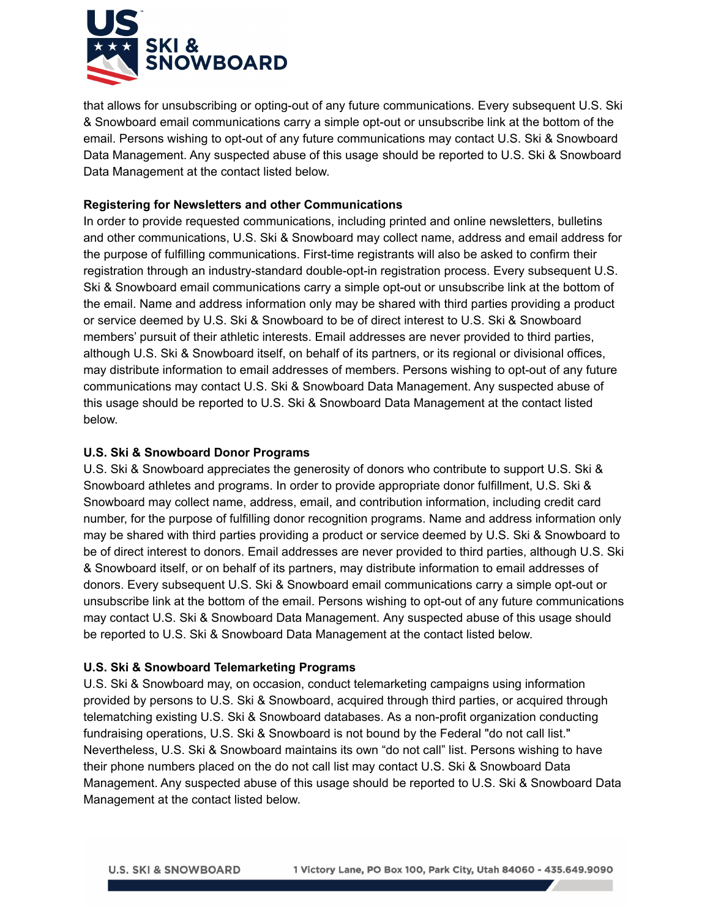that allows for unsubscribing or opting-out of any future communications. Every subsequent U.S. Ski & Snowboard email communications carry a simple opt-out or unsubscribe link at the bottom of the email. Persons wishing to opt-out of any future communications may contact U.S. Ski & Snowboard Data Management. Any suspected abuse of this usage should be reported to U.S. Ski & Snowboard Data Management at the contact listed below.

**Registering for Newsletters and other Communications**
In order to provide requested communications, including printed and online newsletters, bulletins and other communications, U.S. Ski & Snowboard may collect name, address and email address for the purpose of fulfilling communications. First-time registrants will also be asked to confirm their registration through an industry-standard double-opt-in registration process. Every subsequent U.S. Ski & Snowboard email communications carry a simple opt-out or unsubscribe link at the bottom of the email. Name and address information only may be shared with third parties providing a product or service deemed by U.S. Ski & Snowboard to be of direct interest to U.S. Ski & Snowboard members' pursuit of their athletic interests. Email addresses are never provided to third parties, although U.S. Ski & Snowboard itself, on behalf of its partners, or its regional or divisional offices, may distribute information to email addresses of members. Persons wishing to opt-out of any future communications may contact U.S. Ski & Snowboard Data Management. Any suspected abuse of this usage should be reported to U.S. Ski & Snowboard Data Management at the contact listed below.

**U.S. Ski & Snowboard Donor Programs**
U.S. Ski & Snowboard appreciates the generosity of donors who contribute to support U.S. Ski & Snowboard athletes and programs. In order to provide appropriate donor fulfillment, U.S. Ski & Snowboard may collect name, address, email, and contribution information, including credit card number, for the purpose of fulfilling donor recognition programs. Name and address information only may be shared with third parties providing a product or service deemed by U.S. Ski & Snowboard to be of direct interest to donors. Email addresses are never provided to third parties, although U.S. Ski & Snowboard itself, or on behalf of its partners, may distribute information to email addresses of donors. Every subsequent U.S. Ski & Snowboard email communications carry a simple opt-out or unsubscribe link at the bottom of the email. Persons wishing to opt-out of any future communications may contact U.S. Ski & Snowboard Data Management. Any suspected abuse of this usage should be reported to U.S. Ski & Snowboard Data Management at the contact listed below.

**U.S. Ski & Snowboard Telemarketing Programs**
U.S. Ski & Snowboard may, on occasion, conduct telemarketing campaigns using information provided by persons to U.S. Ski & Snowboard, acquired through third parties, or acquired through telematching existing U.S. Ski & Snowboard databases. As a non-profit organization conducting fundraising operations, U.S. Ski & Snowboard is not bound by the Federal "do not call list." Nevertheless, U.S. Ski & Snowboard maintains its own "do not call" list. Persons wishing to have their phone numbers placed on the do not call list may contact U.S. Ski & Snowboard Data Management. Any suspected abuse of this usage should be reported to U.S. Ski & Snowboard Data Management at the contact listed below.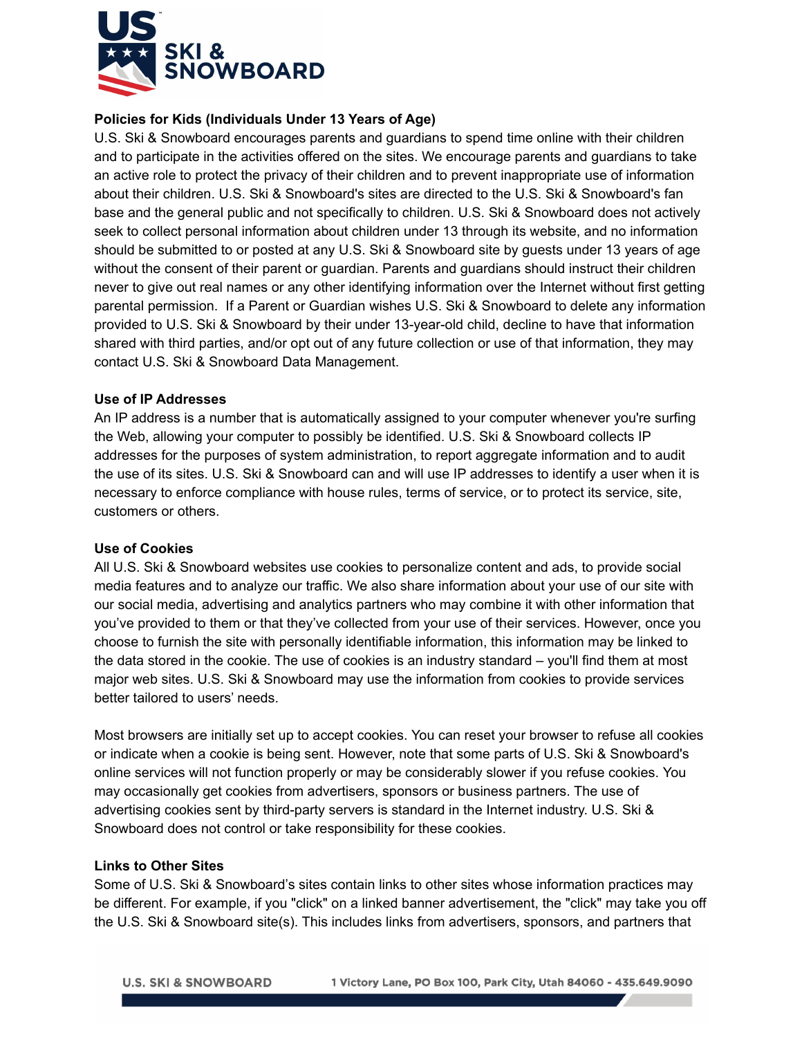**Policies for Kids (Individuals Under 13 Years of Age)**

U.S. Ski & Snowboard encourages parents and guardians to spend time online with their children and to participate in the activities offered on the sites. We encourage parents and guardians to take an active role to protect the privacy of their children and to prevent inappropriate use of information about their children. U.S. Ski & Snowboard's sites are directed to the U.S. Ski & Snowboard's fan base and the general public and not specifically to children. U.S. Ski & Snowboard does not actively seek to collect personal information about children under 13 through its website, and no information should be submitted to or posted at any U.S. Ski & Snowboard site by guests under 13 years of age without the consent of their parent or guardian. Parents and guardians should instruct their children never to give out real names or any other identifying information over the Internet without first getting parental permission. If a Parent or Guardian wishes U.S. Ski & Snowboard to delete any information provided to U.S. Ski & Snowboard by their under 13-year-old child, decline to have that information shared with third parties, and/or opt out of any future collection or use of that information, they may contact U.S. Ski & Snowboard Data Management.

**Use of IP Addresses**

An IP address is a number that is automatically assigned to your computer whenever you're surfing the Web, allowing your computer to possibly be identified. U.S. Ski & Snowboard collects IP addresses for the purposes of system administration, to report aggregate information and to audit the use of its sites. U.S. Ski & Snowboard can and will use IP addresses to identify a user when it is necessary to enforce compliance with house rules, terms of service, or to protect its service, site, customers or others.

**Use of Cookies**

All U.S. Ski & Snowboard websites use cookies to personalize content and ads, to provide social media features and to analyze our traffic. We also share information about your use of our site with our social media, advertising and analytics partners who may combine it with other information that you've provided to them or that they've collected from your use of their services. However, once you choose to furnish the site with personally identifiable information, this information may be linked to the data stored in the cookie. The use of cookies is an industry standard – you'll find them at most major web sites. U.S. Ski & Snowboard may use the information from cookies to provide services better tailored to users' needs.

Most browsers are initially set up to accept cookies. You can reset your browser to refuse all cookies or indicate when a cookie is being sent. However, note that some parts of U.S. Ski & Snowboard's online services will not function properly or may be considerably slower if you refuse cookies. You may occasionally get cookies from advertisers, sponsors or business partners. The use of advertising cookies sent by third-party servers is standard in the Internet industry. U.S. Ski & Snowboard does not control or take responsibility for these cookies.

**Links to Other Sites**

Some of U.S. Ski & Snowboard's sites contain links to other sites whose information practices may be different. For example, if you "click" on a linked banner advertisement, the "click" may take you off the U.S. Ski & Snowboard site(s). This includes links from advertisers, sponsors, and partners that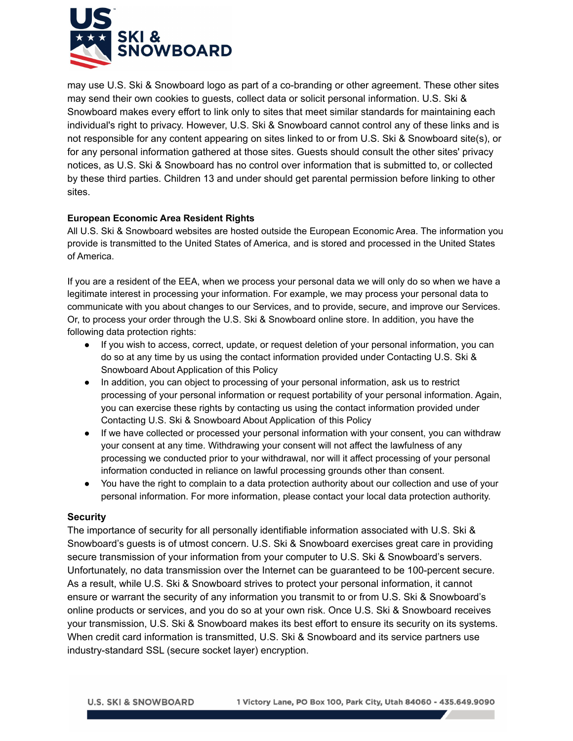may use U.S. Ski & Snowboard logo as part of a co-branding or other agreement. These other sites may send their own cookies to guests, collect data or solicit personal information. U.S. Ski & Snowboard makes every effort to link only to sites that meet similar standards for maintaining each individual's right to privacy. However, U.S. Ski & Snowboard cannot control any of these links and is not responsible for any content appearing on sites linked to or from U.S. Ski & Snowboard site(s), or for any personal information gathered at those sites. Guests should consult the other sites' privacy notices, as U.S. Ski & Snowboard has no control over information that is submitted to, or collected by these third parties. Children 13 and under should get parental permission before linking to other sites.

**European Economic Area Resident Rights**

All U.S. Ski & Snowboard websites are hosted outside the European Economic Area. The information you provide is transmitted to the United States of America, and is stored and processed in the United States of America.

If you are a resident of the EEA, when we process your personal data we will only do so when we have a legitimate interest in processing your information. For example, we may process your personal data to communicate with you about changes to our Services, and to provide, secure, and improve our Services. Or, to process your order through the U.S. Ski & Snowboard online store. In addition, you have the following data protection rights:

- If you wish to access, correct, update, or request deletion of your personal information, you can do so at any time by us using the contact information provided under Contacting U.S. Ski & Snowboard About Application of this Policy
- In addition, you can object to processing of your personal information, ask us to restrict processing of your personal information or request portability of your personal information. Again, you can exercise these rights by contacting us using the contact information provided under Contacting U.S. Ski & Snowboard About Application of this Policy
- If we have collected or processed your personal information with your consent, you can withdraw your consent at any time. Withdrawing your consent will not affect the lawfulness of any processing we conducted prior to your withdrawal, nor will it affect processing of your personal information conducted in reliance on lawful processing grounds other than consent.
- You have the right to complain to a data protection authority about our collection and use of your personal information. For more information, please contact your local data protection authority.

**Security**

The importance of security for all personally identifiable information associated with U.S. Ski & Snowboard's guests is of utmost concern. U.S. Ski & Snowboard exercises great care in providing secure transmission of your information from your computer to U.S. Ski & Snowboard's servers. Unfortunately, no data transmission over the Internet can be guaranteed to be 100-percent secure. As a result, while U.S. Ski & Snowboard strives to protect your personal information, it cannot ensure or warrant the security of any information you transmit to or from U.S. Ski & Snowboard's online products or services, and you do so at your own risk. Once U.S. Ski & Snowboard receives your transmission, U.S. Ski & Snowboard makes its best effort to ensure its security on its systems. When credit card information is transmitted, U.S. Ski & Snowboard and its service partners use industry-standard SSL (secure socket layer) encryption.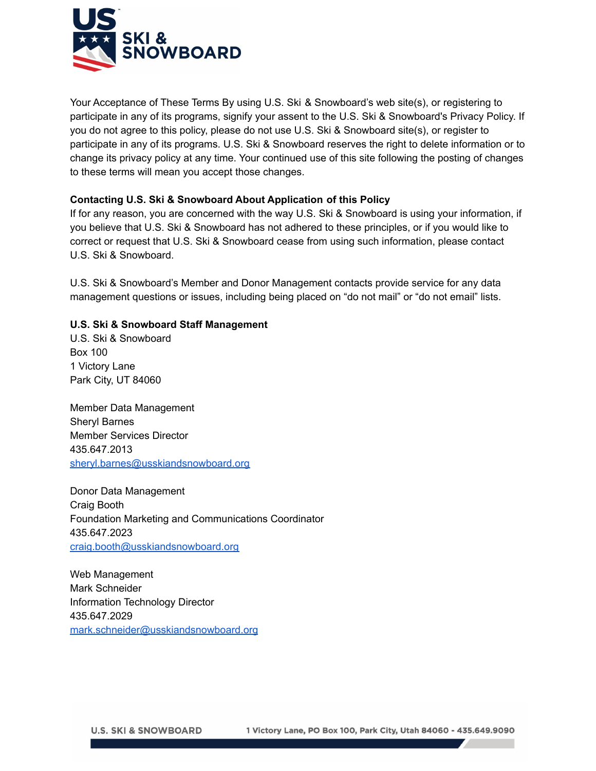Your Acceptance of These Terms By using U.S. Ski & Snowboard's web site(s), or registering to participate in any of its programs, signify your assent to the U.S. Ski & Snowboard's Privacy Policy. If you do not agree to this policy, please do not use U.S. Ski & Snowboard site(s), or register to participate in any of its programs. U.S. Ski & Snowboard reserves the right to delete information or to change its privacy policy at any time. Your continued use of this site following the posting of changes to these terms will mean you accept those changes.

**Contacting U.S. Ski & Snowboard About Application of this Policy**
If for any reason, you are concerned with the way U.S. Ski & Snowboard is using your information, if you believe that U.S. Ski & Snowboard has not adhered to these principles, or if you would like to correct or request that U.S. Ski & Snowboard cease from using such information, please contact U.S. Ski & Snowboard.

U.S. Ski & Snowboard's Member and Donor Management contacts provide service for any data management questions or issues, including being placed on "do not mail" or "do not email" lists.

**U.S. Ski & Snowboard Staff Management**
U.S. Ski & Snowboard
Box 100
1 Victory Lane
Park City, UT 84060

Member Data Management
Sheryl Barnes
Member Services Director
435.647.2013
sheryl.barnes@usskiandsnowboard.org

Donor Data Management
Craig Booth
Foundation Marketing and Communications Coordinator
435.647.2023
craig.booth@usskiandsnowboard.org

Web Management
Mark Schneider
Information Technology Director
435.647.2029
mark.schneider@usskiandsnowboard.org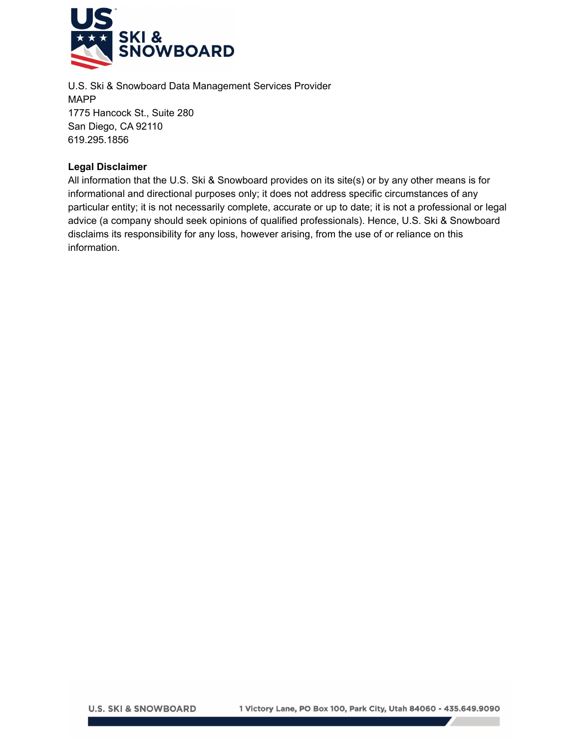U.S. Ski & Snowboard Data Management Services Provider
MAPP
1775 Hancock St., Suite 280
San Diego, CA 92110
619.295.1856

**Legal Disclaimer**

All information that the U.S. Ski & Snowboard provides on its site(s) or by any other means is for informational and directional purposes only; it does not address specific circumstances of any particular entity; it is not necessarily complete, accurate or up to date; it is not a professional or legal advice (a company should seek opinions of qualified professionals). Hence, U.S. Ski & Snowboard disclaims its responsibility for any loss, however arising, from the use of or reliance on this information.